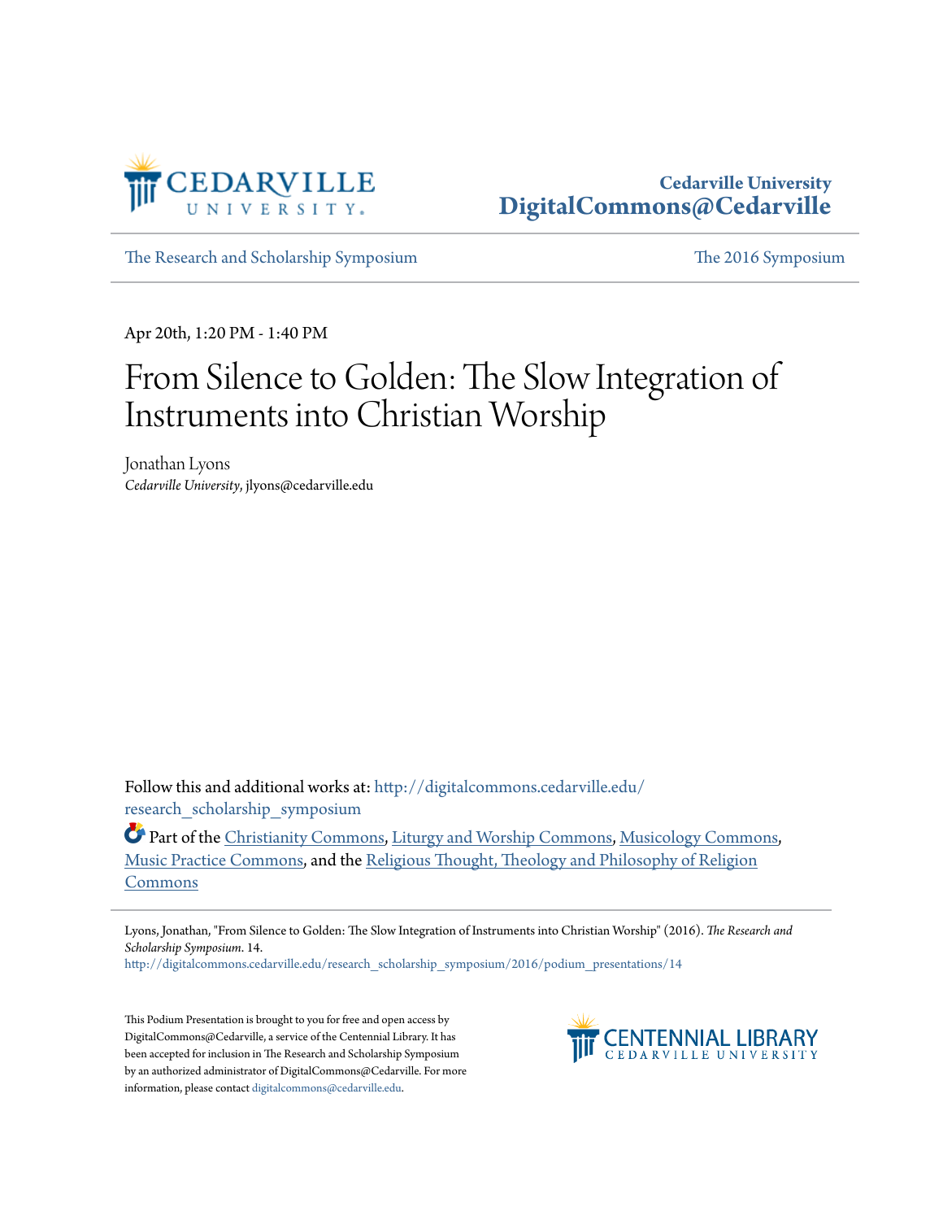Cedarville University
DigitalCommons@Cedarville

The Research and Scholarship Symposium | The 2016 Symposium

Apr 20th, 1:20 PM - 1:40 PM

# From Silence to Golden: The Slow Integration of Instruments into Christian Worship

Jonathan Lyons
*Cedarville University*, jlyons@cedarville.edu

Follow this and additional works at: http://digitalcommons.cedarville.edu/research_scholarship_symposium

Part of the Christianity Commons, Liturgy and Worship Commons, Musicology Commons, Music Practice Commons, and the Religious Thought, Theology and Philosophy of Religion Commons

Lyons, Jonathan, "From Silence to Golden: The Slow Integration of Instruments into Christian Worship" (2016). *The Research and Scholarship Symposium*. 14.
http://digitalcommons.cedarville.edu/research_scholarship_symposium/2016/podium_presentations/14

This Podium Presentation is brought to you for free and open access by DigitalCommons@Cedarville, a service of the Centennial Library. It has been accepted for inclusion in The Research and Scholarship Symposium by an authorized administrator of DigitalCommons@Cedarville. For more information, please contact digitalcommons@cedarville.edu.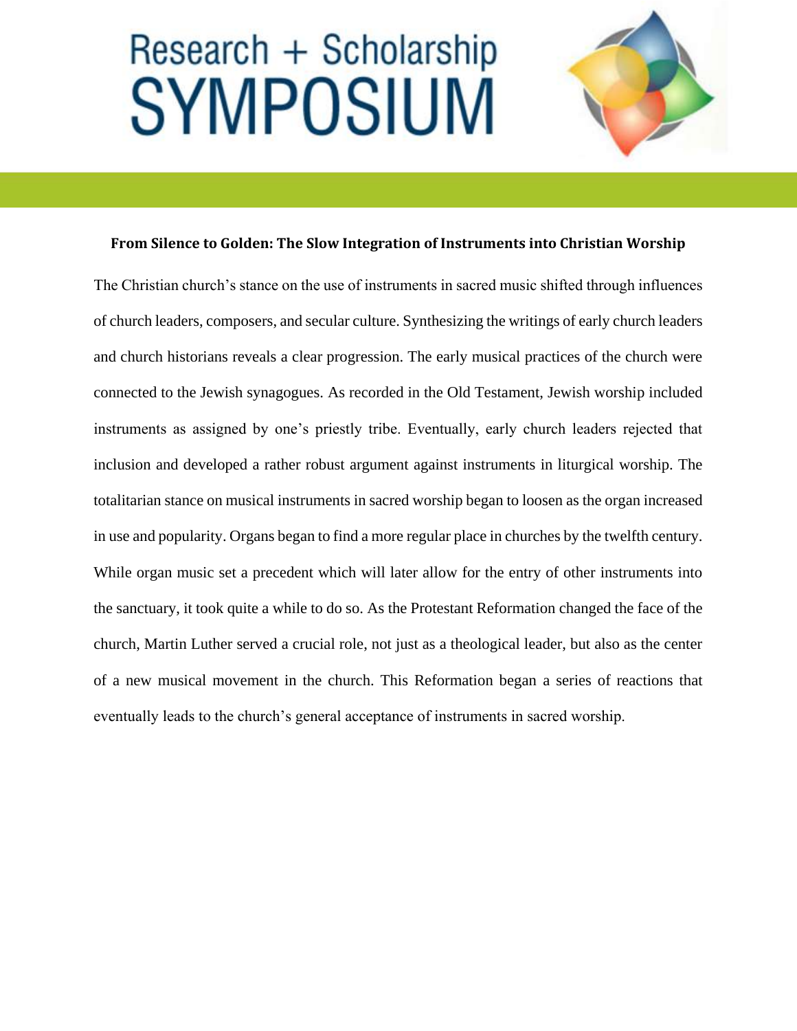**From Silence to Golden: The Slow Integration of Instruments into Christian Worship**

The Christian church's stance on the use of instruments in sacred music shifted through influences of church leaders, composers, and secular culture. Synthesizing the writings of early church leaders and church historians reveals a clear progression. The early musical practices of the church were connected to the Jewish synagogues. As recorded in the Old Testament, Jewish worship included instruments as assigned by one's priestly tribe. Eventually, early church leaders rejected that inclusion and developed a rather robust argument against instruments in liturgical worship. The totalitarian stance on musical instruments in sacred worship began to loosen as the organ increased in use and popularity. Organs began to find a more regular place in churches by the twelfth century. While organ music set a precedent which will later allow for the entry of other instruments into the sanctuary, it took quite a while to do so. As the Protestant Reformation changed the face of the church, Martin Luther served a crucial role, not just as a theological leader, but also as the center of a new musical movement in the church. This Reformation began a series of reactions that eventually leads to the church's general acceptance of instruments in sacred worship.